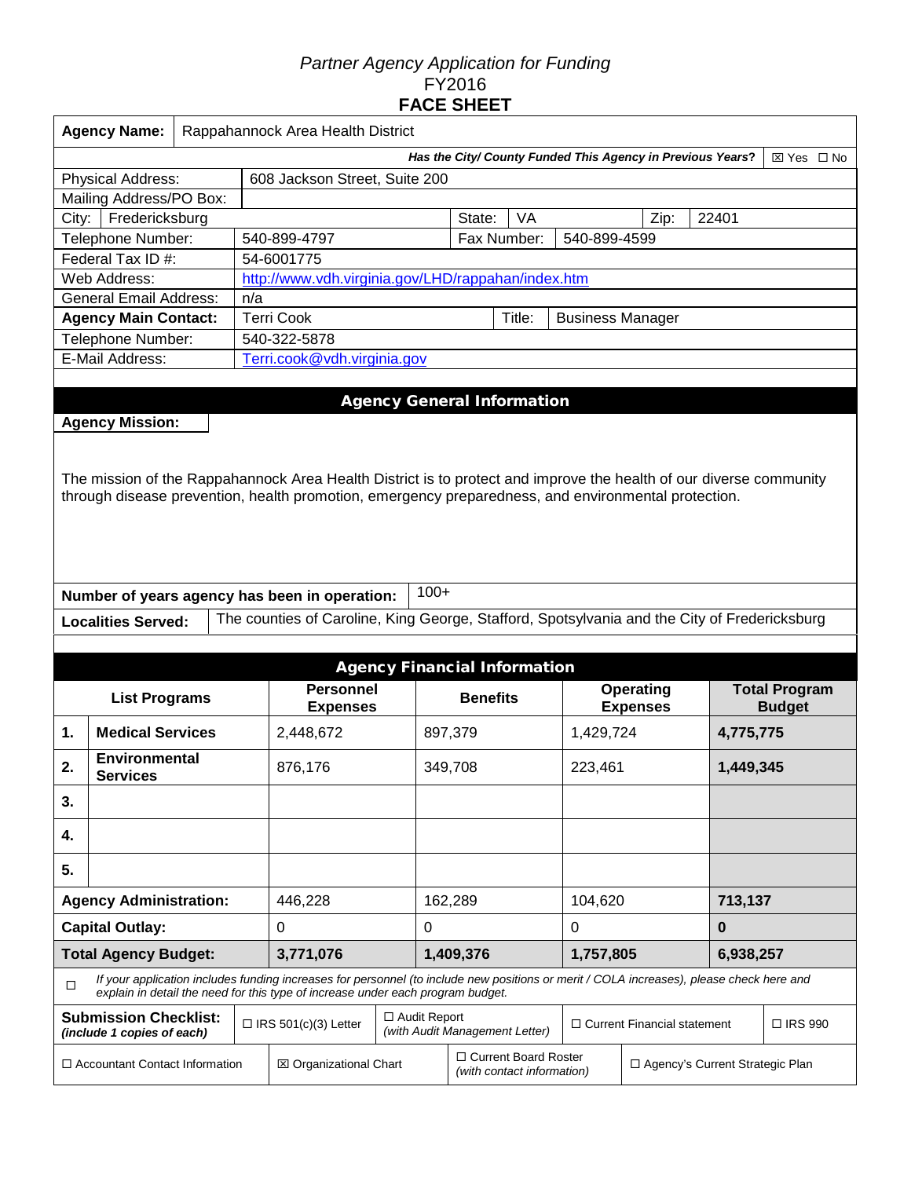*Partner Agency Application for Funding*

FY2016

**FACE SHEET**

| **Agency Name:** | Rappahannock Area Health District |
|---|---|

***Has the City/ County Funded This Agency in Previous Years?*** ☒ Yes ☐ No

| | | | | | |
|---|---|---|---|---|---|
| Physical Address: | 608 Jackson Street, Suite 200 | | | | |
| Mailing Address/PO Box: | | | | | |
| City: | Fredericksburg | State: | VA | Zip: | 22401 |
| Telephone Number: | 540-899-4797 | Fax Number: | 540-899-4599 | | |
| Federal Tax ID #: | 54-6001775 | | | | |
| Web Address: | http://www.vdh.virginia.gov/LHD/rappahan/index.htm | | | | |
| General Email Address: | n/a | | | | |
| **Agency Main Contact:** | Terri Cook | Title: | Business Manager | | |
| Telephone Number: | 540-322-5878 | | | | |
| E-Mail Address: | Terri.cook@vdh.virginia.gov | | | | |

## Agency General Information

**Agency Mission:**

The mission of the Rappahannock Area Health District is to protect and improve the health of our diverse community through disease prevention, health promotion, emergency preparedness, and environmental protection.

**Number of years agency has been in operation:** 100+

**Localities Served:** The counties of Caroline, King George, Stafford, Spotsylvania and the City of Fredericksburg

## Agency Financial Information

| | List Programs | Personnel Expenses | Benefits | Operating Expenses | Total Program Budget |
|---|---|---|---|---|---|
| **1.** | **Medical Services** | 2,448,672 | 897,379 | 1,429,724 | **4,775,775** |
| **2.** | **Environmental Services** | 876,176 | 349,708 | 223,461 | **1,449,345** |
| **3.** | | | | | |
| **4.** | | | | | |
| **5.** | | | | | |
| **Agency Administration:** | | 446,228 | 162,289 | 104,620 | **713,137** |
| **Capital Outlay:** | | 0 | 0 | 0 | **0** |
| **Total Agency Budget:** | | **3,771,076** | **1,409,376** | **1,757,805** | **6,938,257** |

☐ *If your application includes funding increases for personnel (to include new positions or merit / COLA increases), please check here and explain in detail the need for this type of increase under each program budget.*

| **Submission Checklist:** *(include 1 copies of each)* | ☐ IRS 501(c)(3) Letter | ☐ Audit Report *(with Audit Management Letter)* | ☐ Current Financial statement | ☐ IRS 990 |
|---|---|---|---|---|
| ☐ Accountant Contact Information | ☒ Organizational Chart | ☐ Current Board Roster *(with contact information)* | ☐ Agency's Current Strategic Plan | |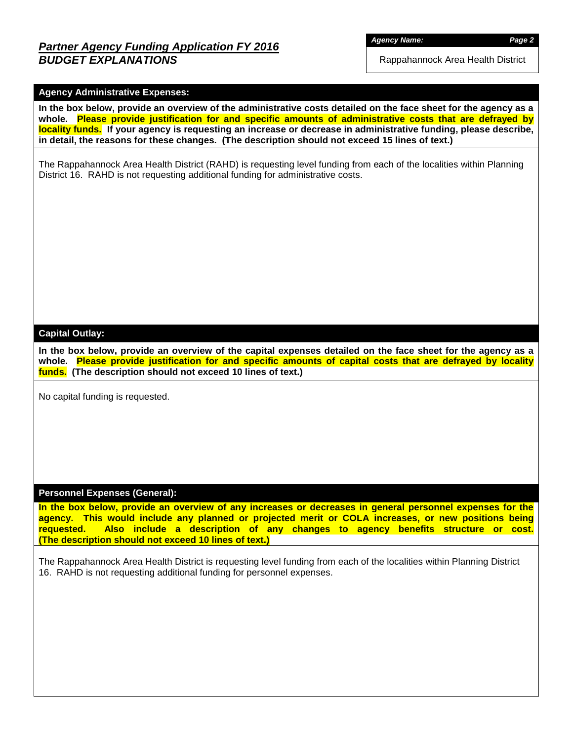# *Partner Agency Funding Application FY 2016*
## *BUDGET EXPLANATIONS*

***Agency Name:***

Rappahannock Area Health District

### Agency Administrative Expenses:

**In the box below, provide an overview of the administrative costs detailed on the face sheet for the agency as a whole. Please provide justification for and specific amounts of administrative costs that are defrayed by locality funds. If your agency is requesting an increase or decrease in administrative funding, please describe, in detail, the reasons for these changes. (The description should not exceed 15 lines of text.)**

The Rappahannock Area Health District (RAHD) is requesting level funding from each of the localities within Planning District 16. RAHD is not requesting additional funding for administrative costs.

### Capital Outlay:

**In the box below, provide an overview of the capital expenses detailed on the face sheet for the agency as a whole. Please provide justification for and specific amounts of capital costs that are defrayed by locality funds. (The description should not exceed 10 lines of text.)**

No capital funding is requested.

### Personnel Expenses (General):

**In the box below, provide an overview of any increases or decreases in general personnel expenses for the agency. This would include any planned or projected merit or COLA increases, or new positions being requested. Also include a description of any changes to agency benefits structure or cost. (The description should not exceed 10 lines of text.)**

The Rappahannock Area Health District is requesting level funding from each of the localities within Planning District 16. RAHD is not requesting additional funding for personnel expenses.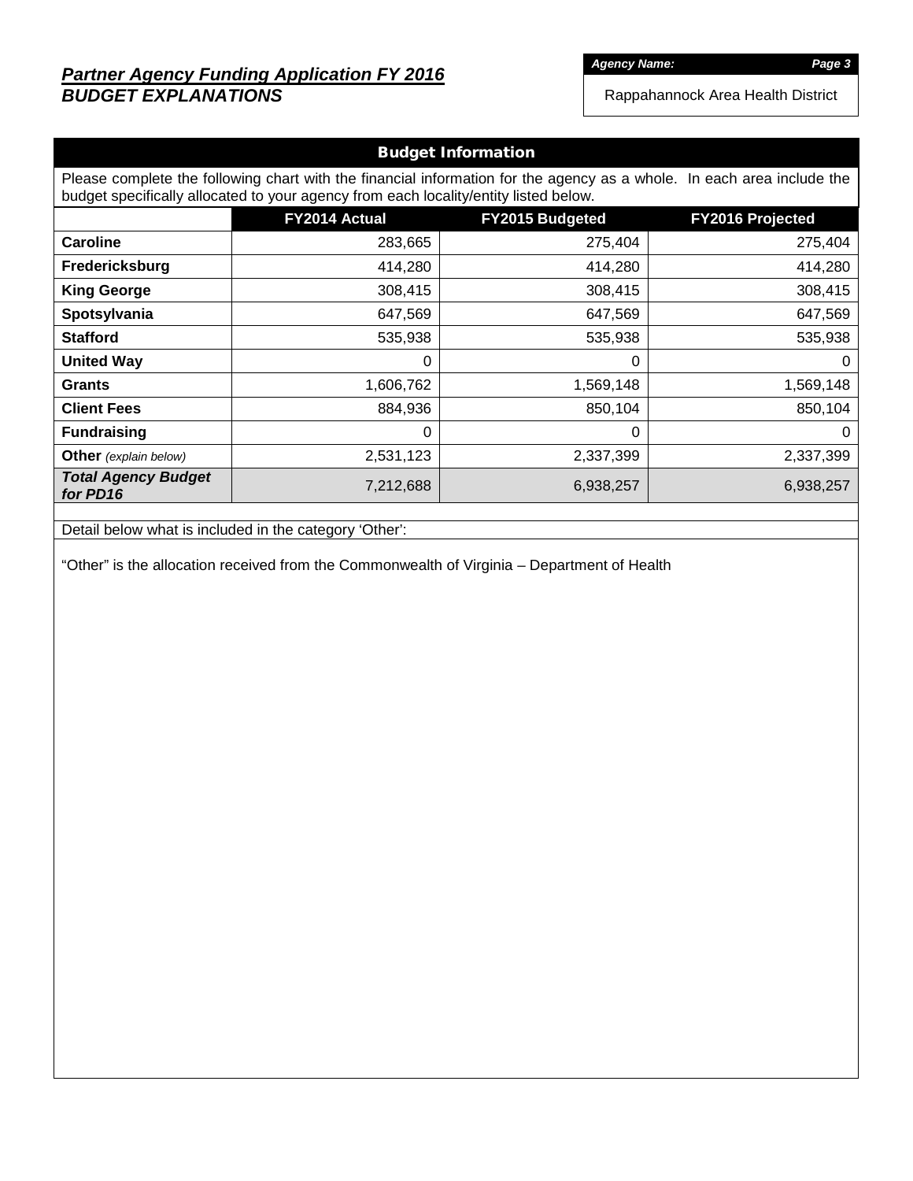## *Partner Agency Funding Application FY 2016*
## *BUDGET EXPLANATIONS*

***Agency Name:***

Rappahannock Area Health District

### Budget Information

Please complete the following chart with the financial information for the agency as a whole. In each area include the budget specifically allocated to your agency from each locality/entity listed below.

| | FY2014 Actual | FY2015 Budgeted | FY2016 Projected |
|---|---|---|---|
| **Caroline** | 283,665 | 275,404 | 275,404 |
| **Fredericksburg** | 414,280 | 414,280 | 414,280 |
| **King George** | 308,415 | 308,415 | 308,415 |
| **Spotsylvania** | 647,569 | 647,569 | 647,569 |
| **Stafford** | 535,938 | 535,938 | 535,938 |
| **United Way** | 0 | 0 | 0 |
| **Grants** | 1,606,762 | 1,569,148 | 1,569,148 |
| **Client Fees** | 884,936 | 850,104 | 850,104 |
| **Fundraising** | 0 | 0 | 0 |
| **Other** *(explain below)* | 2,531,123 | 2,337,399 | 2,337,399 |
| ***Total Agency Budget for PD16*** | 7,212,688 | 6,938,257 | 6,938,257 |

Detail below what is included in the category 'Other':

"Other" is the allocation received from the Commonwealth of Virginia – Department of Health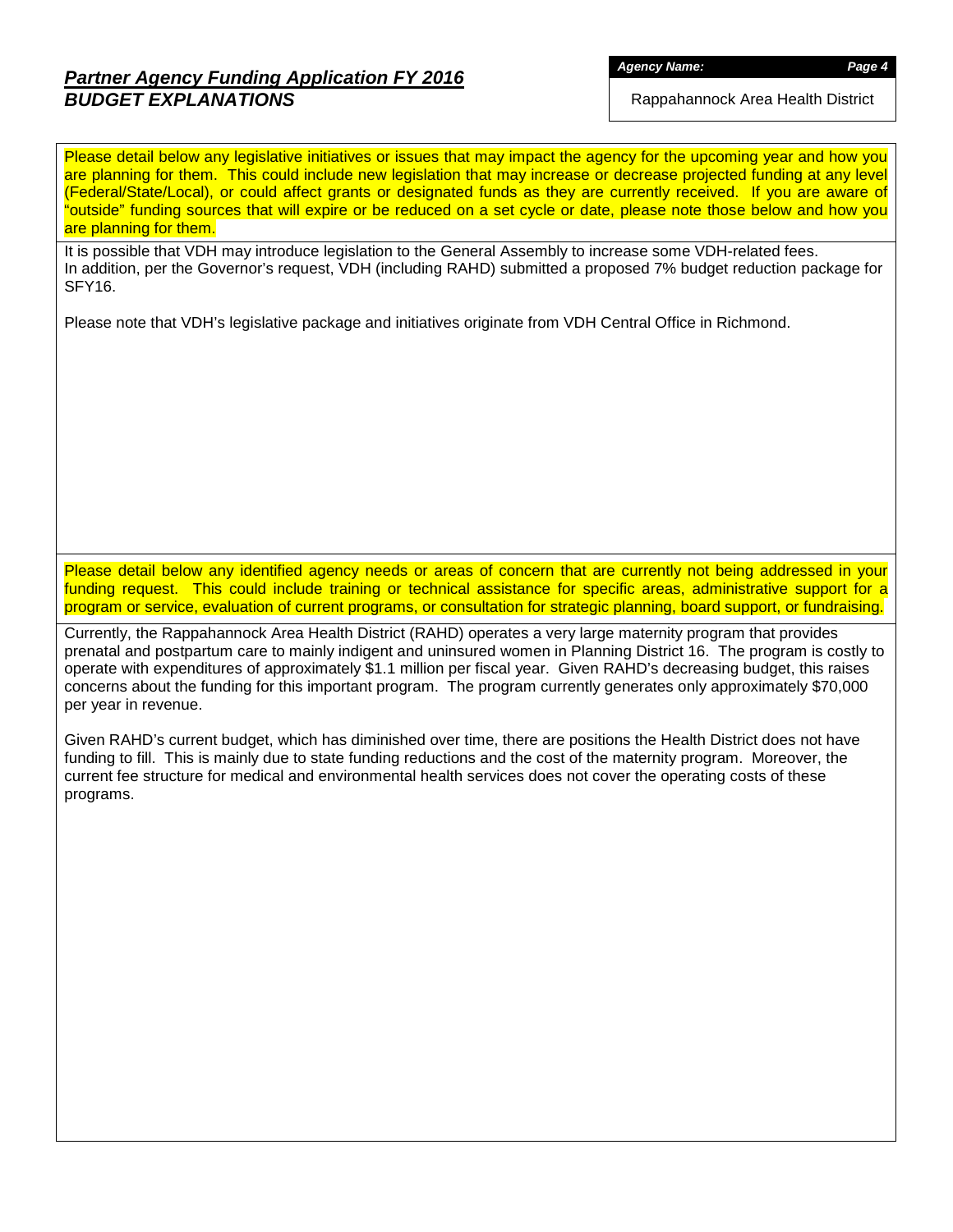## *Partner Agency Funding Application FY 2016*
## ***BUDGET EXPLANATIONS***

***Agency Name:***

Rappahannock Area Health District

Please detail below any legislative initiatives or issues that may impact the agency for the upcoming year and how you are planning for them. This could include new legislation that may increase or decrease projected funding at any level (Federal/State/Local), or could affect grants or designated funds as they are currently received. If you are aware of "outside" funding sources that will expire or be reduced on a set cycle or date, please note those below and how you are planning for them.

It is possible that VDH may introduce legislation to the General Assembly to increase some VDH-related fees.
In addition, per the Governor's request, VDH (including RAHD) submitted a proposed 7% budget reduction package for SFY16.

Please note that VDH's legislative package and initiatives originate from VDH Central Office in Richmond.

Please detail below any identified agency needs or areas of concern that are currently not being addressed in your funding request. This could include training or technical assistance for specific areas, administrative support for a program or service, evaluation of current programs, or consultation for strategic planning, board support, or fundraising.

Currently, the Rappahannock Area Health District (RAHD) operates a very large maternity program that provides prenatal and postpartum care to mainly indigent and uninsured women in Planning District 16. The program is costly to operate with expenditures of approximately $1.1 million per fiscal year. Given RAHD's decreasing budget, this raises concerns about the funding for this important program. The program currently generates only approximately $70,000 per year in revenue.

Given RAHD's current budget, which has diminished over time, there are positions the Health District does not have funding to fill. This is mainly due to state funding reductions and the cost of the maternity program. Moreover, the current fee structure for medical and environmental health services does not cover the operating costs of these programs.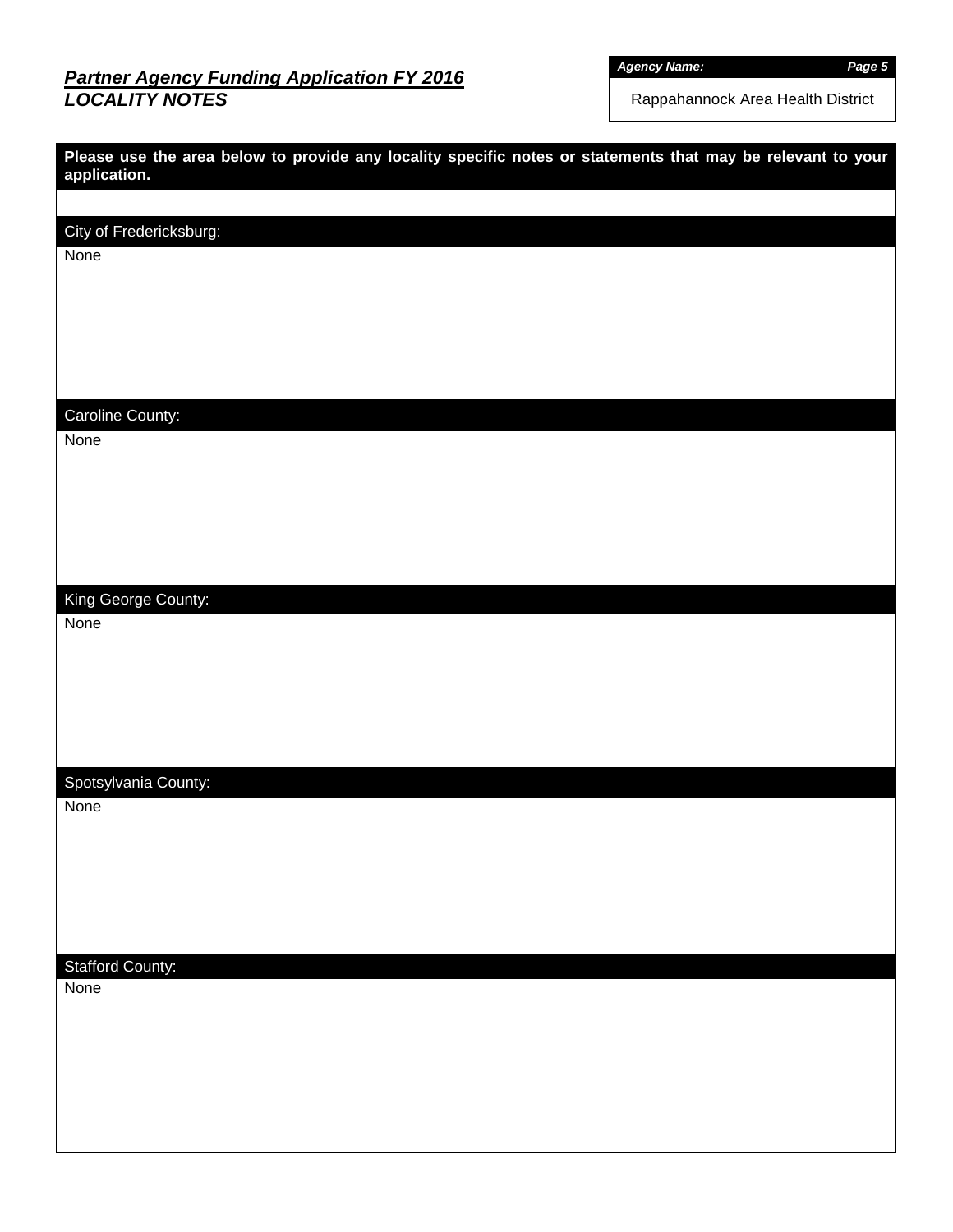## *Partner Agency Funding Application FY 2016*
## *LOCALITY NOTES*

***Agency Name:***

Rappahannock Area Health District

**Please use the area below to provide any locality specific notes or statements that may be relevant to your application.**

### City of Fredericksburg:

None

### Caroline County:

None

### King George County:

None

### Spotsylvania County:

None

### Stafford County:

None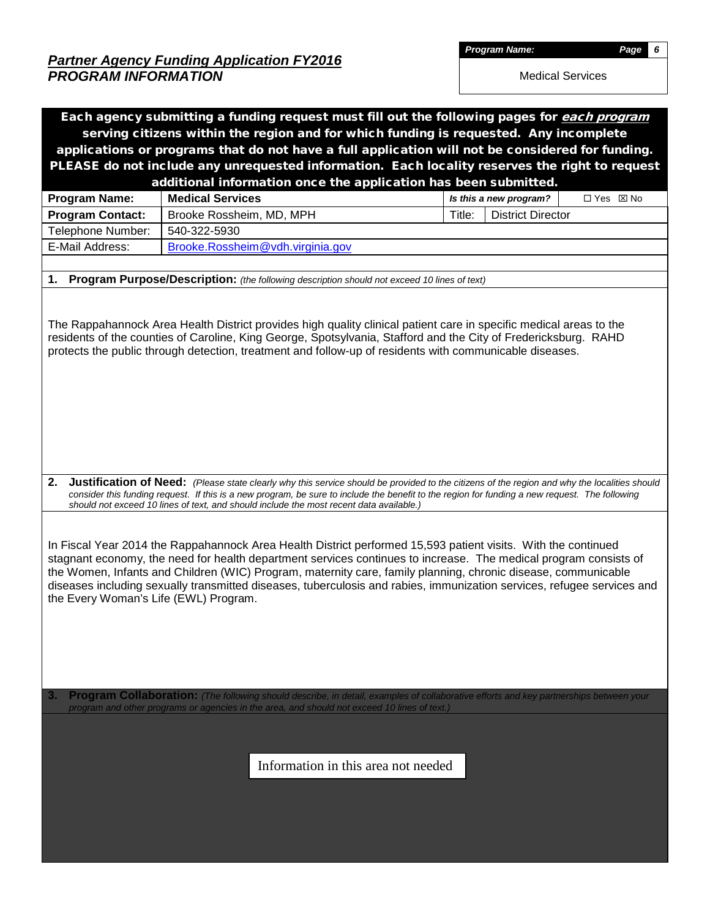# *Partner Agency Funding Application FY2016*
## *PROGRAM INFORMATION*

| ***Program Name:*** |
|---|
| Medical Services |

**Each agency submitting a funding request must fill out the following pages for *each program* serving citizens within the region and for which funding is requested. Any incomplete applications or programs that do not have a full application will not be considered for funding. PLEASE do not include any unrequested information. Each locality reserves the right to request additional information once the application has been submitted.**

| **Program Name:** | **Medical Services** | ***Is this a new program?*** | ☐ Yes ☒ No |
|---|---|---|---|
| **Program Contact:** | Brooke Rossheim, MD, MPH | Title: | District Director |
| Telephone Number: | 540-322-5930 | | |
| E-Mail Address: | Brooke.Rossheim@vdh.virginia.gov | | |

**1. Program Purpose/Description:** *(the following description should not exceed 10 lines of text)*

The Rappahannock Area Health District provides high quality clinical patient care in specific medical areas to the residents of the counties of Caroline, King George, Spotsylvania, Stafford and the City of Fredericksburg. RAHD protects the public through detection, treatment and follow-up of residents with communicable diseases.

**2. Justification of Need:** *(Please state clearly why this service should be provided to the citizens of the region and why the localities should consider this funding request. If this is a new program, be sure to include the benefit to the region for funding a new request. The following should not exceed 10 lines of text, and should include the most recent data available.)*

In Fiscal Year 2014 the Rappahannock Area Health District performed 15,593 patient visits. With the continued stagnant economy, the need for health department services continues to increase. The medical program consists of the Women, Infants and Children (WIC) Program, maternity care, family planning, chronic disease, communicable diseases including sexually transmitted diseases, tuberculosis and rabies, immunization services, refugee services and the Every Woman's Life (EWL) Program.

**3. Program Collaboration:** *(The following should describe, in detail, examples of collaborative efforts and key partnerships between your program and other programs or agencies in the area, and should not exceed 10 lines of text.)*

Information in this area not needed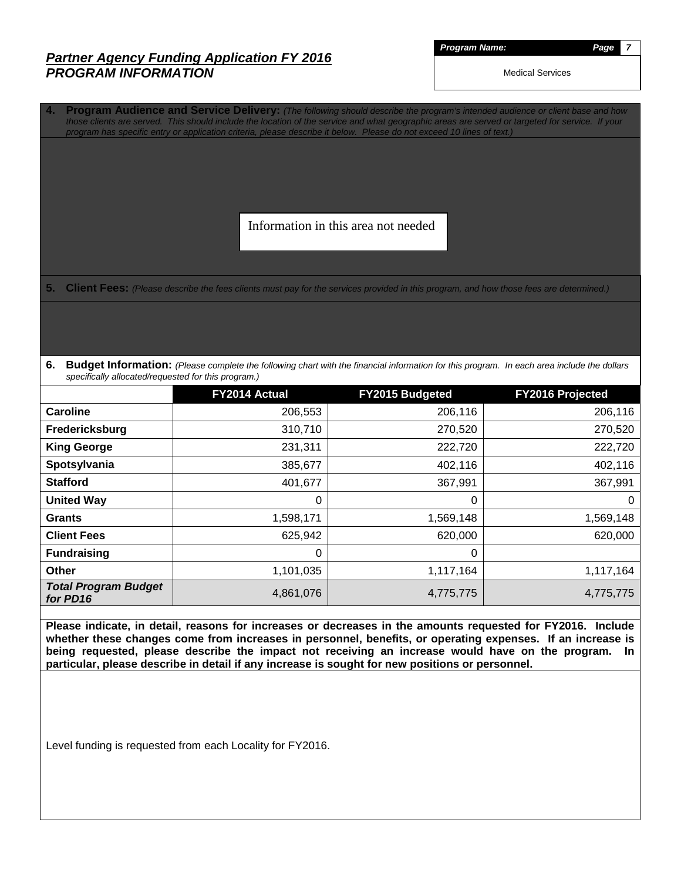# *Partner Agency Funding Application FY 2016*
## *PROGRAM INFORMATION*

***Program Name:***

Medical Services

**4. Program Audience and Service Delivery:** *(The following should describe the program's intended audience or client base and how those clients are served. This should include the location of the service and what geographic areas are served or targeted for service. If your program has specific entry or application criteria, please describe it below. Please do not exceed 10 lines of text.)*

Information in this area not needed

**5. Client Fees:** *(Please describe the fees clients must pay for the services provided in this program, and how those fees are determined.)*

**6. Budget Information:** *(Please complete the following chart with the financial information for this program. In each area include the dollars specifically allocated/requested for this program.)*

| | FY2014 Actual | FY2015 Budgeted | FY2016 Projected |
|---|---|---|---|
| **Caroline** | 206,553 | 206,116 | 206,116 |
| **Fredericksburg** | 310,710 | 270,520 | 270,520 |
| **King George** | 231,311 | 222,720 | 222,720 |
| **Spotsylvania** | 385,677 | 402,116 | 402,116 |
| **Stafford** | 401,677 | 367,991 | 367,991 |
| **United Way** | 0 | 0 | 0 |
| **Grants** | 1,598,171 | 1,569,148 | 1,569,148 |
| **Client Fees** | 625,942 | 620,000 | 620,000 |
| **Fundraising** | 0 | 0 | |
| **Other** | 1,101,035 | 1,117,164 | 1,117,164 |
| ***Total Program Budget for PD16*** | 4,861,076 | 4,775,775 | 4,775,775 |

**Please indicate, in detail, reasons for increases or decreases in the amounts requested for FY2016. Include whether these changes come from increases in personnel, benefits, or operating expenses. If an increase is being requested, please describe the impact not receiving an increase would have on the program. In particular, please describe in detail if any increase is sought for new positions or personnel.**

Level funding is requested from each Locality for FY2016.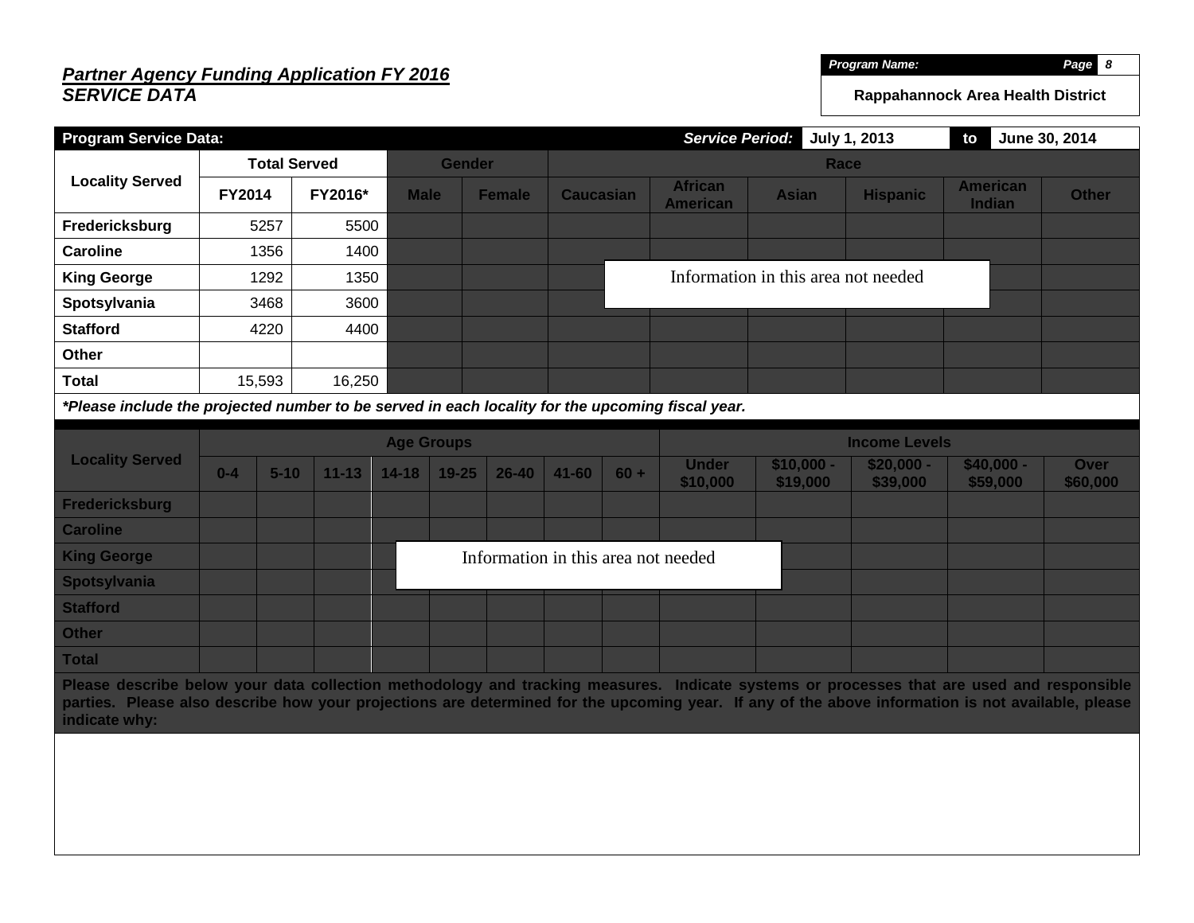***Partner Agency Funding Application FY 2016***
***SERVICE DATA***

| ***Program Name:*** | ***Page 8*** |
|---|---|
| **Rappahannock Area Health District** | |

| **Program Service Data:** | | | | | | | | ***Service Period:*** | **July 1, 2013** | **to** | **June 30, 2014** |
|---|---|---|---|---|---|---|---|---|---|---|---|
| **Locality Served** | **Total Served** | | **Gender** | | **Race** | | | | | | |
| | **FY2014** | **FY2016*** | **Male** | **Female** | **Caucasian** | **African American** | **Asian** | **Hispanic** | **American Indian** | **Other** | |
| **Fredericksburg** | 5257 | 5500 | | | | | | | | | |
| **Caroline** | 1356 | 1400 | | | | | | | | | |
| **King George** | 1292 | 1350 | | | | | | | | | |
| **Spotsylvania** | 3468 | 3600 | | | | | | | | | |
| **Stafford** | 4220 | 4400 | | | | | | | | | |
| **Other** | | | | | | | | | | | |
| **Total** | 15,593 | 16,250 | | | | | | | | | |

Information in this area not needed

***\*Please include the projected number to be served in each locality for the upcoming fiscal year.***

| **Locality Served** | **Age Groups** | | | | | | | | **Income Levels** | | | | |
|---|---|---|---|---|---|---|---|---|---|---|---|---|---|
| | **0-4** | **5-10** | **11-13** | **14-18** | **19-25** | **26-40** | **41-60** | **60 +** | **Under $10,000** | **$10,000 - $19,000** | **$20,000 - $39,000** | **$40,000 - $59,000** | **Over $60,000** |
| **Fredericksburg** | | | | | | | | | | | | | |
| **Caroline** | | | | | | | | | | | | | |
| **King George** | | | | | | | | | | | | | |
| **Spotsylvania** | | | | | | | | | | | | | |
| **Stafford** | | | | | | | | | | | | | |
| **Other** | | | | | | | | | | | | | |
| **Total** | | | | | | | | | | | | | |

Information in this area not needed

**Please describe below your data collection methodology and tracking measures. Indicate systems or processes that are used and responsible parties. Please also describe how your projections are determined for the upcoming year. If any of the above information is not available, please indicate why:**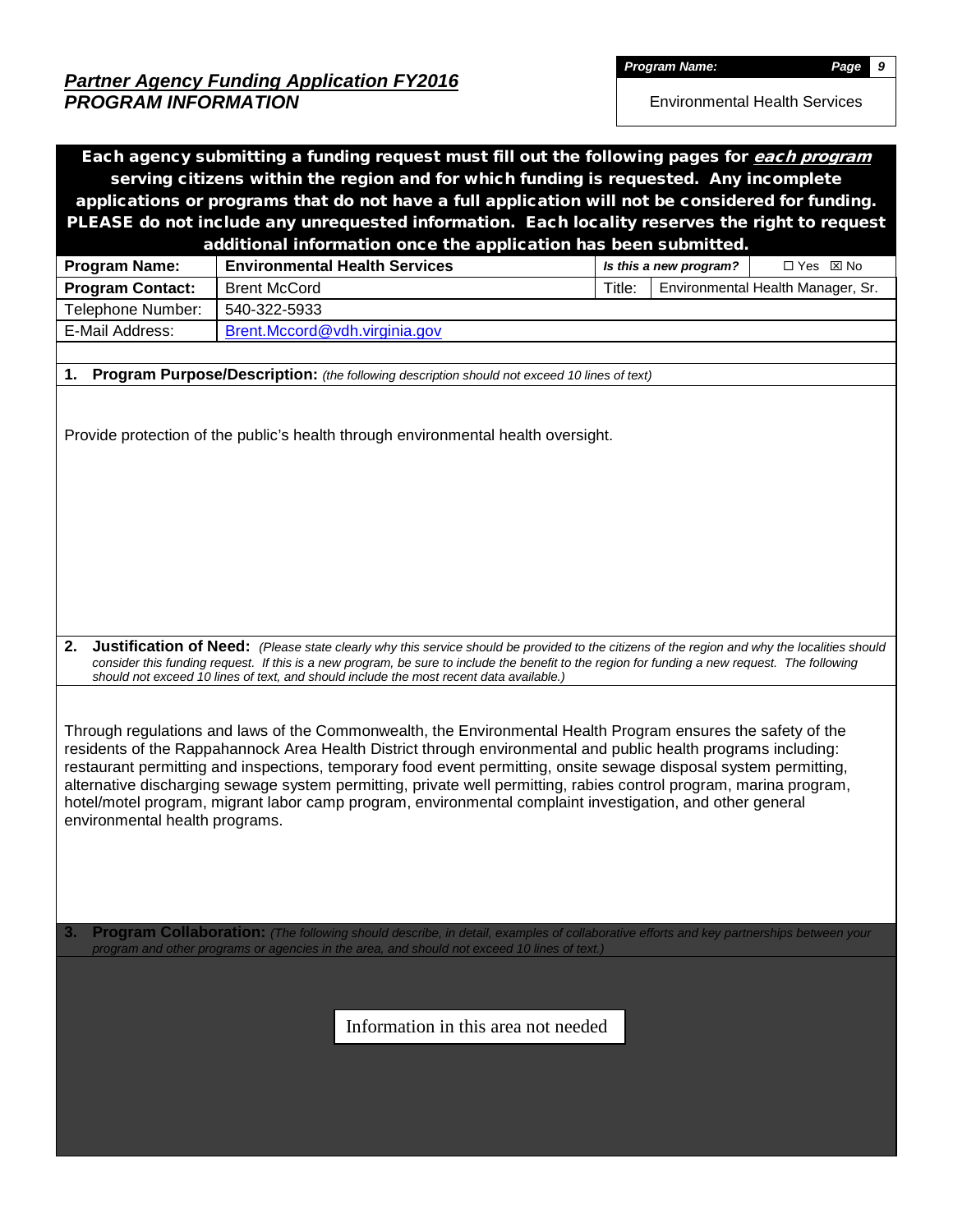## *Partner Agency Funding Application FY2016*
## *PROGRAM INFORMATION*

| ***Program Name:*** |
| --- |
| Environmental Health Services |

**Each agency submitting a funding request must fill out the following pages for *each program* serving citizens within the region and for which funding is requested. Any incomplete applications or programs that do not have a full application will not be considered for funding. PLEASE do not include any unrequested information. Each locality reserves the right to request additional information once the application has been submitted.**

| | | | |
| --- | --- | --- | --- |
| **Program Name:** | **Environmental Health Services** | ***Is this a new program?*** | ☐ Yes ☒ No |
| **Program Contact:** | Brent McCord | Title: | Environmental Health Manager, Sr. |
| Telephone Number: | 540-322-5933 | | |
| E-Mail Address: | Brent.Mccord@vdh.virginia.gov | | |

**1. Program Purpose/Description:** *(the following description should not exceed 10 lines of text)*

Provide protection of the public's health through environmental health oversight.

**2. Justification of Need:** *(Please state clearly why this service should be provided to the citizens of the region and why the localities should consider this funding request. If this is a new program, be sure to include the benefit to the region for funding a new request. The following should not exceed 10 lines of text, and should include the most recent data available.)*

Through regulations and laws of the Commonwealth, the Environmental Health Program ensures the safety of the residents of the Rappahannock Area Health District through environmental and public health programs including: restaurant permitting and inspections, temporary food event permitting, onsite sewage disposal system permitting, alternative discharging sewage system permitting, private well permitting, rabies control program, marina program, hotel/motel program, migrant labor camp program, environmental complaint investigation, and other general environmental health programs.

**3. Program Collaboration:** *(The following should describe, in detail, examples of collaborative efforts and key partnerships between your program and other programs or agencies in the area, and should not exceed 10 lines of text.)*

Information in this area not needed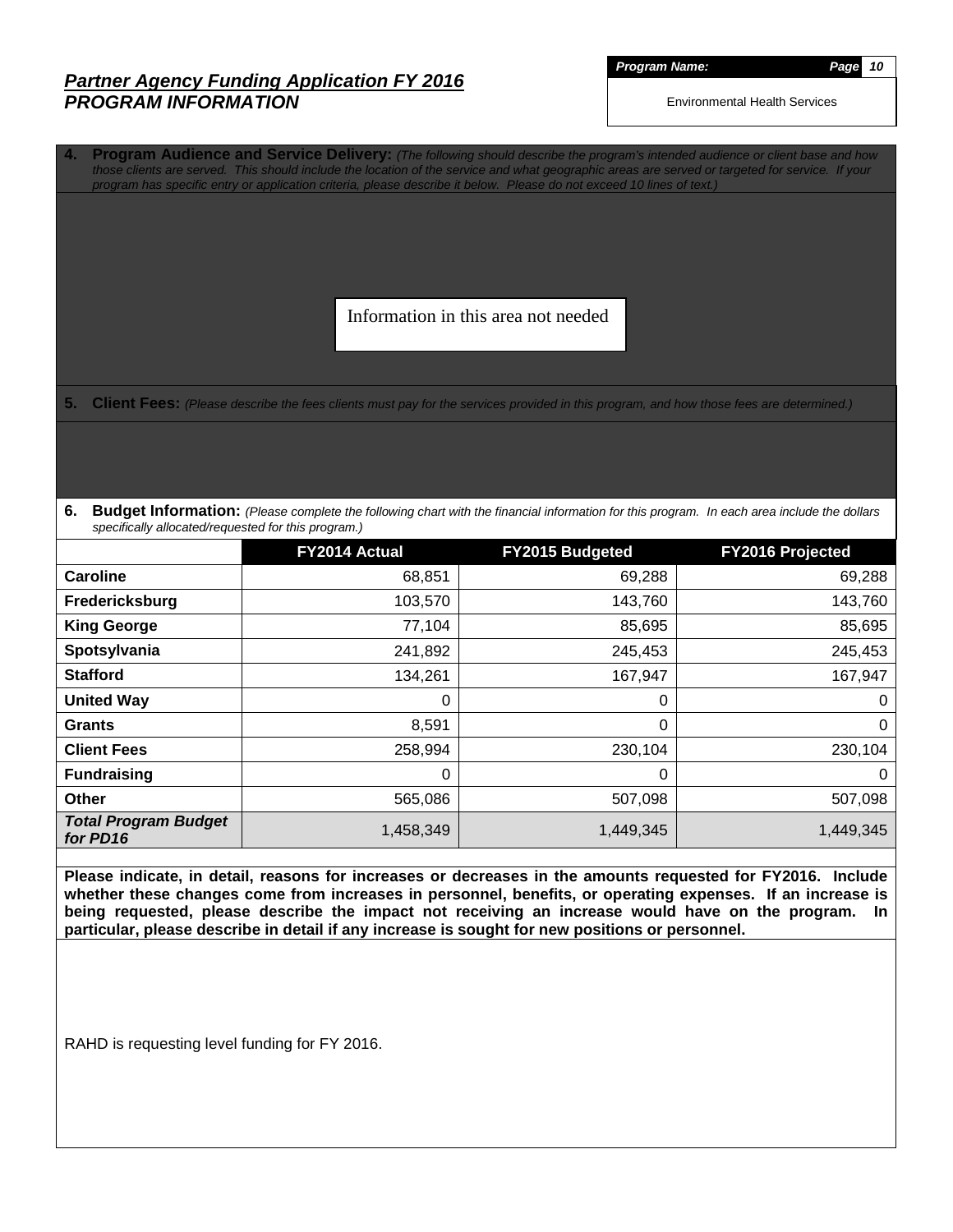# *Partner Agency Funding Application FY 2016*
## *PROGRAM INFORMATION*

***Program Name:***

Environmental Health Services

**4. Program Audience and Service Delivery:** *(The following should describe the program's intended audience or client base and how those clients are served. This should include the location of the service and what geographic areas are served or targeted for service. If your program has specific entry or application criteria, please describe it below. Please do not exceed 10 lines of text.)*

Information in this area not needed

**5. Client Fees:** *(Please describe the fees clients must pay for the services provided in this program, and how those fees are determined.)*

**6. Budget Information:** *(Please complete the following chart with the financial information for this program. In each area include the dollars specifically allocated/requested for this program.)*

| | FY2014 Actual | FY2015 Budgeted | FY2016 Projected |
|---|---|---|---|
| **Caroline** | 68,851 | 69,288 | 69,288 |
| **Fredericksburg** | 103,570 | 143,760 | 143,760 |
| **King George** | 77,104 | 85,695 | 85,695 |
| **Spotsylvania** | 241,892 | 245,453 | 245,453 |
| **Stafford** | 134,261 | 167,947 | 167,947 |
| **United Way** | 0 | 0 | 0 |
| **Grants** | 8,591 | 0 | 0 |
| **Client Fees** | 258,994 | 230,104 | 230,104 |
| **Fundraising** | 0 | 0 | 0 |
| **Other** | 565,086 | 507,098 | 507,098 |
| ***Total Program Budget for PD16*** | 1,458,349 | 1,449,345 | 1,449,345 |

**Please indicate, in detail, reasons for increases or decreases in the amounts requested for FY2016. Include whether these changes come from increases in personnel, benefits, or operating expenses. If an increase is being requested, please describe the impact not receiving an increase would have on the program. In particular, please describe in detail if any increase is sought for new positions or personnel.**

RAHD is requesting level funding for FY 2016.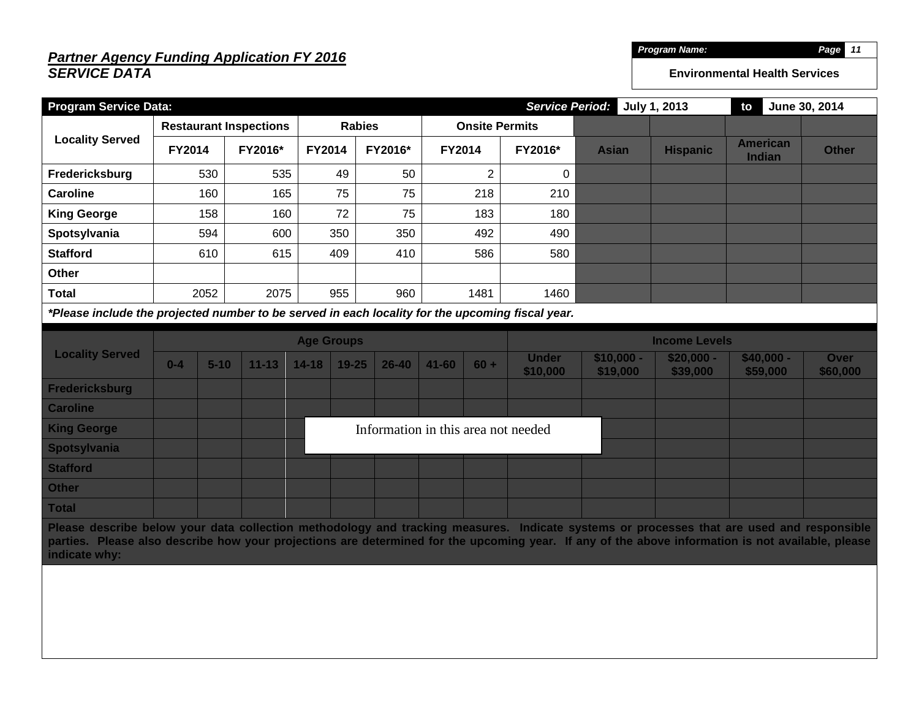***Partner Agency Funding Application FY 2016***
***SERVICE DATA***

| *Program Name:* | *Page 11* |
|---|---|
| **Environmental Health Services** | |

| **Program Service Data:** | | | | | | | ***Service Period:*** | **July 1, 2013** | **to** | **June 30, 2014** |
|---|---|---|---|---|---|---|---|---|---|---|
| **Locality Served** | **Restaurant Inspections** | | **Rabies** | | **Onsite Permits** | | | | | |
| | **FY2014** | **FY2016*** | **FY2014** | **FY2016*** | **FY2014** | **FY2016*** | **Asian** | **Hispanic** | **American Indian** | **Other** |
| **Fredericksburg** | 530 | 535 | 49 | 50 | 2 | 0 | | | | |
| **Caroline** | 160 | 165 | 75 | 75 | 218 | 210 | | | | |
| **King George** | 158 | 160 | 72 | 75 | 183 | 180 | | | | |
| **Spotsylvania** | 594 | 600 | 350 | 350 | 492 | 490 | | | | |
| **Stafford** | 610 | 615 | 409 | 410 | 586 | 580 | | | | |
| **Other** | | | | | | | | | | |
| **Total** | 2052 | 2075 | 955 | 960 | 1481 | 1460 | | | | |

****Please include the projected number to be served in each locality for the upcoming fiscal year.***

| **Locality Served** | **Age Groups** | | | | | | | | **Income Levels** | | | | |
|---|---|---|---|---|---|---|---|---|---|---|---|---|---|
| | **0-4** | **5-10** | **11-13** | **14-18** | **19-25** | **26-40** | **41-60** | **60 +** | **Under $10,000** | **$10,000 - $19,000** | **$20,000 - $39,000** | **$40,000 - $59,000** | **Over $60,000** |
| **Fredericksburg** | | | | | | | | | | | | | |
| **Caroline** | | | | | | | | | | | | | |
| **King George** | | | | | | | | | | | | | |
| **Spotsylvania** | | | | | | | | | | | | | |
| **Stafford** | | | | | | | | | | | | | |
| **Other** | | | | | | | | | | | | | |
| **Total** | | | | | | | | | | | | | |

Information in this area not needed

**Please describe below your data collection methodology and tracking measures. Indicate systems or processes that are used and responsible parties. Please also describe how your projections are determined for the upcoming year. If any of the above information is not available, please indicate why:**